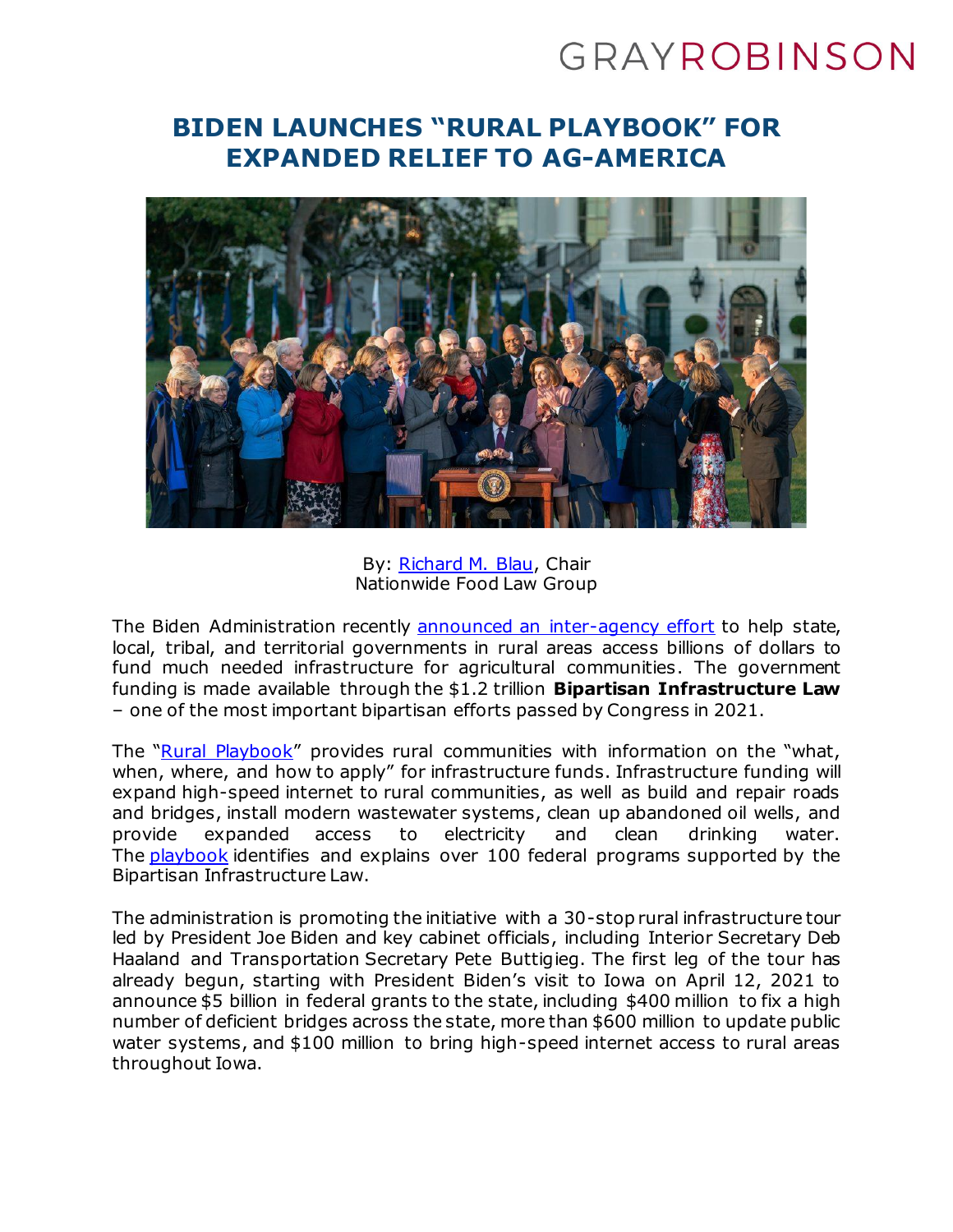GRAYROBINSON

# BIDEN LAUNCHES "RURAL PLAYBOOK" FOR EXPANDED RELIEF TO AG-AMERICA

By: Richard M. Blau, Chair
Nationwide Food Law Group

The Biden Administration recently announced an inter-agency effort to help state, local, tribal, and territorial governments in rural areas access billions of dollars to fund much needed infrastructure for agricultural communities. The government funding is made available through the $1.2 trillion **Bipartisan Infrastructure Law** – one of the most important bipartisan efforts passed by Congress in 2021.

The "Rural Playbook" provides rural communities with information on the "what, when, where, and how to apply" for infrastructure funds. Infrastructure funding will expand high-speed internet to rural communities, as well as build and repair roads and bridges, install modern wastewater systems, clean up abandoned oil wells, and provide expanded access to electricity and clean drinking water. The playbook identifies and explains over 100 federal programs supported by the Bipartisan Infrastructure Law.

The administration is promoting the initiative with a 30-stop rural infrastructure tour led by President Joe Biden and key cabinet officials, including Interior Secretary Deb Haaland and Transportation Secretary Pete Buttigieg. The first leg of the tour has already begun, starting with President Biden's visit to Iowa on April 12, 2021 to announce $5 billion in federal grants to the state, including $400 million to fix a high number of deficient bridges across the state, more than $600 million to update public water systems, and $100 million to bring high-speed internet access to rural areas throughout Iowa.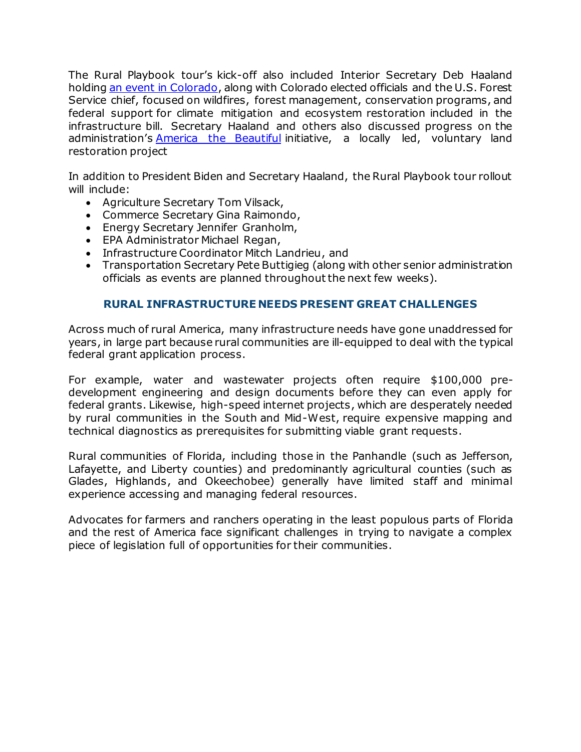The Rural Playbook tour's kick-off also included Interior Secretary Deb Haaland holding [an event in Colorado](), along with Colorado elected officials and the U.S. Forest Service chief, focused on wildfires, forest management, conservation programs, and federal support for climate mitigation and ecosystem restoration included in the infrastructure bill. Secretary Haaland and others also discussed progress on the administration's [America the Beautiful]() initiative, a locally led, voluntary land restoration project

In addition to President Biden and Secretary Haaland, the Rural Playbook tour rollout will include:

- Agriculture Secretary Tom Vilsack,
- Commerce Secretary Gina Raimondo,
- Energy Secretary Jennifer Granholm,
- EPA Administrator Michael Regan,
- Infrastructure Coordinator Mitch Landrieu, and
- Transportation Secretary Pete Buttigieg (along with other senior administration officials as events are planned throughout the next few weeks).

## RURAL INFRASTRUCTURE NEEDS PRESENT GREAT CHALLENGES

Across much of rural America, many infrastructure needs have gone unaddressed for years, in large part because rural communities are ill-equipped to deal with the typical federal grant application process.

For example, water and wastewater projects often require $100,000 pre-development engineering and design documents before they can even apply for federal grants. Likewise, high-speed internet projects, which are desperately needed by rural communities in the South and Mid-West, require expensive mapping and technical diagnostics as prerequisites for submitting viable grant requests.

Rural communities of Florida, including those in the Panhandle (such as Jefferson, Lafayette, and Liberty counties) and predominantly agricultural counties (such as Glades, Highlands, and Okeechobee) generally have limited staff and minimal experience accessing and managing federal resources.

Advocates for farmers and ranchers operating in the least populous parts of Florida and the rest of America face significant challenges in trying to navigate a complex piece of legislation full of opportunities for their communities.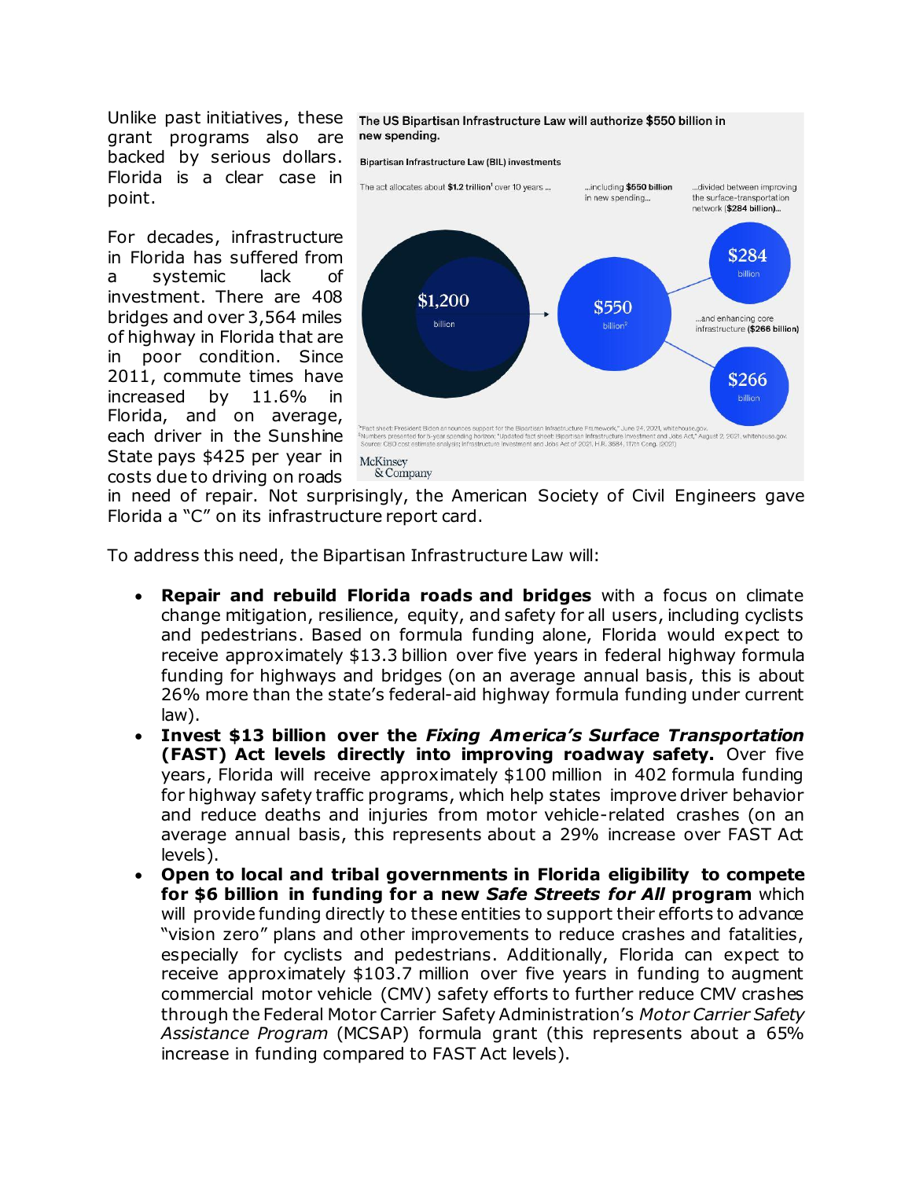Unlike past initiatives, these grant programs also are backed by serious dollars. Florida is a clear case in point.

**The US Bipartisan Infrastructure Law will authorize $550 billion in new spending.**

Bipartisan Infrastructure Law (BIL) investments

The act allocates about **$1.2 trillion**[1] over 10 years ... ...including **$550 billion** in new spending... ...divided between improving the surface-transportation network (**$284 billion**)... ...and enhancing core infrastructure (**$266 billion**)

$1,200 billion → $550 billion[2] → $284 billion; $266 billion

[1]Fact sheet: President Biden announces support for the Bipartisan Infrastructure Framework," June 24, 2021, whitehouse.gov.
[2]Numbers presented for 5-year spending horizon; "Updated fact sheet: Bipartisan Infrastructure Investment and Jobs Act," August 2, 2021, whitehouse.gov.
Source: CBO cost estimate analysis; Infrastructure Investment and Jobs Act of 2021, H.R. 3684, 117th Cong. (2021)

McKinsey & Company

For decades, infrastructure in Florida has suffered from a systemic lack of investment. There are 408 bridges and over 3,564 miles of highway in Florida that are in poor condition. Since 2011, commute times have increased by 11.6% in Florida, and on average, each driver in the Sunshine State pays $425 per year in costs due to driving on roads in need of repair. Not surprisingly, the American Society of Civil Engineers gave Florida a "C" on its infrastructure report card.

To address this need, the Bipartisan Infrastructure Law will:

- **Repair and rebuild Florida roads and bridges** with a focus on climate change mitigation, resilience, equity, and safety for all users, including cyclists and pedestrians. Based on formula funding alone, Florida would expect to receive approximately $13.3 billion over five years in federal highway formula funding for highways and bridges (on an average annual basis, this is about 26% more than the state's federal-aid highway formula funding under current law).
- **Invest $13 billion over the *Fixing America's Surface Transportation* (FAST) Act levels directly into improving roadway safety.** Over five years, Florida will receive approximately $100 million in 402 formula funding for highway safety traffic programs, which help states improve driver behavior and reduce deaths and injuries from motor vehicle-related crashes (on an average annual basis, this represents about a 29% increase over FAST Act levels).
- **Open to local and tribal governments in Florida eligibility to compete for $6 billion in funding for a new *Safe Streets for All* program** which will provide funding directly to these entities to support their efforts to advance "vision zero" plans and other improvements to reduce crashes and fatalities, especially for cyclists and pedestrians. Additionally, Florida can expect to receive approximately $103.7 million over five years in funding to augment commercial motor vehicle (CMV) safety efforts to further reduce CMV crashes through the Federal Motor Carrier Safety Administration's *Motor Carrier Safety Assistance Program* (MCSAP) formula grant (this represents about a 65% increase in funding compared to FAST Act levels).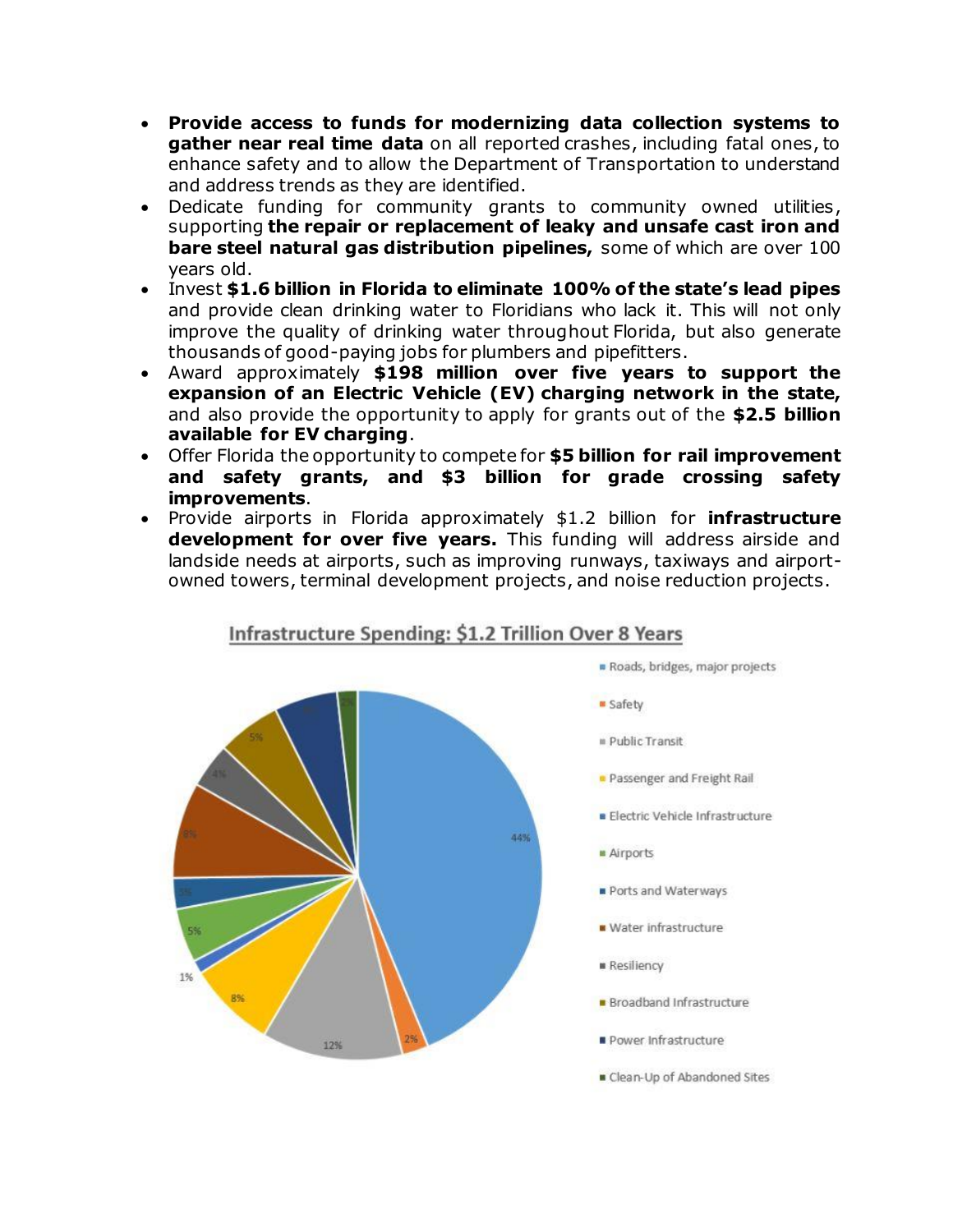- **Provide access to funds for modernizing data collection systems to gather near real time data** on all reported crashes, including fatal ones, to enhance safety and to allow the Department of Transportation to understand and address trends as they are identified.
- Dedicate funding for community grants to community owned utilities, supporting **the repair or replacement of leaky and unsafe cast iron and bare steel natural gas distribution pipelines,** some of which are over 100 years old.
- Invest **$1.6 billion in Florida to eliminate 100% of the state's lead pipes** and provide clean drinking water to Floridians who lack it. This will not only improve the quality of drinking water throughout Florida, but also generate thousands of good-paying jobs for plumbers and pipefitters.
- Award approximately **$198 million over five years to support the expansion of an Electric Vehicle (EV) charging network in the state,** and also provide the opportunity to apply for grants out of the **$2.5 billion available for EV charging**.
- Offer Florida the opportunity to compete for **$5 billion for rail improvement and safety grants, and $3 billion for grade crossing safety improvements**.
- Provide airports in Florida approximately $1.2 billion for **infrastructure development for over five years.** This funding will address airside and landside needs at airports, such as improving runways, taxiways and airport-owned towers, terminal development projects, and noise reduction projects.

**Infrastructure Spending: $1.2 Trillion Over 8 Years**

| Category | Share |
|---|---|
| Roads, bridges, major projects | 44% |
| Safety | 2% |
| Public Transit | 12% |
| Passenger and Freight Rail | 8% |
| Electric Vehicle Infrastructure | 1% |
| Airports | 5% |
| Ports and Waterways | 2% |
| Water infrastructure | 8% |
| Resiliency | 4% |
| Broadband Infrastructure | 5% |
| Power Infrastructure | 6% |
| Clean-Up of Abandoned Sites | 2% |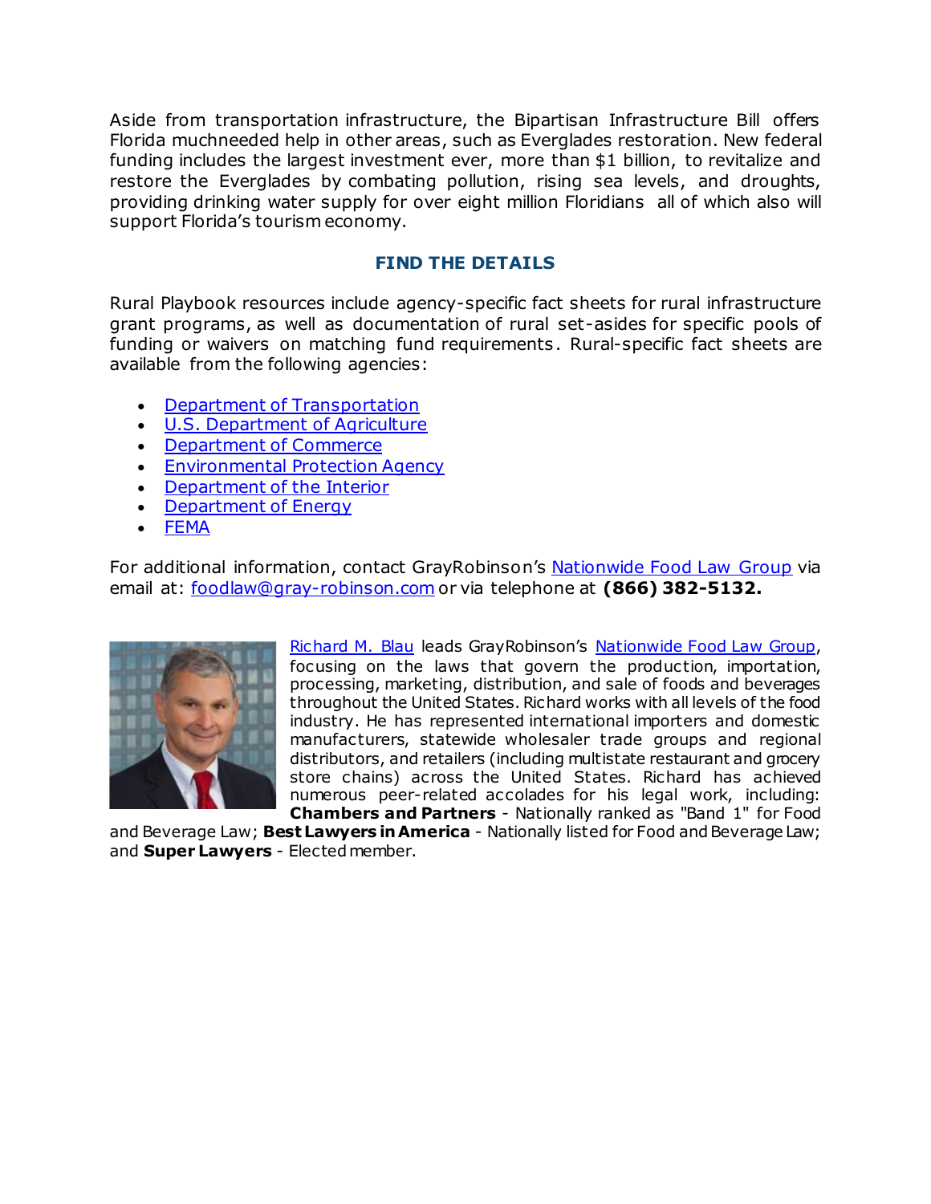Aside from transportation infrastructure, the Bipartisan Infrastructure Bill offers Florida muchneeded help in other areas, such as Everglades restoration. New federal funding includes the largest investment ever, more than $1 billion, to revitalize and restore the Everglades by combating pollution, rising sea levels, and droughts, providing drinking water supply for over eight million Floridians all of which also will support Florida's tourism economy.

## FIND THE DETAILS

Rural Playbook resources include agency-specific fact sheets for rural infrastructure grant programs, as well as documentation of rural set-asides for specific pools of funding or waivers on matching fund requirements. Rural-specific fact sheets are available from the following agencies:

- Department of Transportation
- U.S. Department of Agriculture
- Department of Commerce
- Environmental Protection Agency
- Department of the Interior
- Department of Energy
- FEMA

For additional information, contact GrayRobinson's Nationwide Food Law Group via email at: foodlaw@gray-robinson.com or via telephone at **(866) 382-5132.**

Richard M. Blau leads GrayRobinson's Nationwide Food Law Group, focusing on the laws that govern the production, importation, processing, marketing, distribution, and sale of foods and beverages throughout the United States. Richard works with all levels of the food industry. He has represented international importers and domestic manufacturers, statewide wholesaler trade groups and regional distributors, and retailers (including multistate restaurant and grocery store chains) across the United States. Richard has achieved numerous peer-related accolades for his legal work, including: **Chambers and Partners** - Nationally ranked as "Band 1" for Food and Beverage Law; **Best Lawyers in America** - Nationally listed for Food and Beverage Law; and **Super Lawyers** - Elected member.